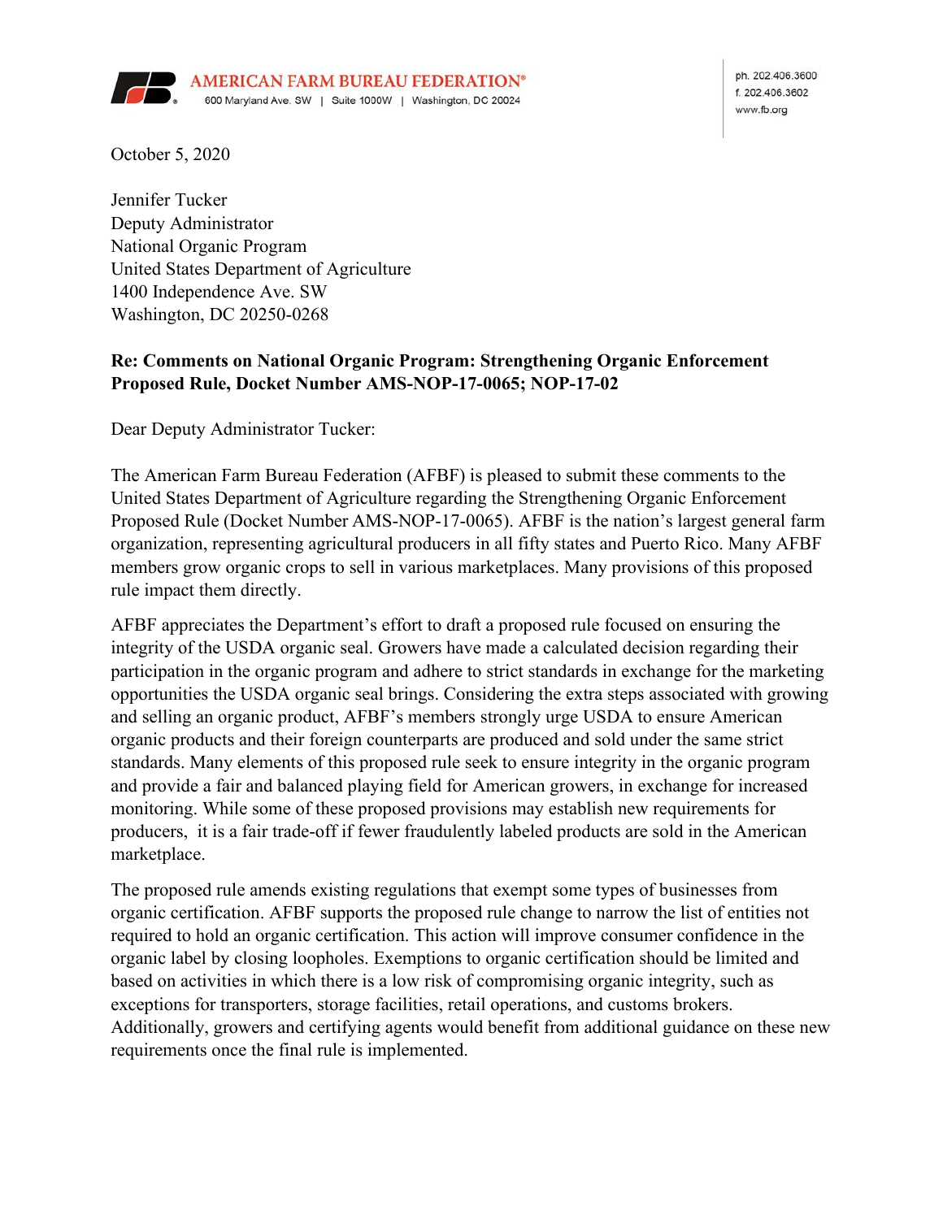**AMERICAN FARM BUREAU FEDERATION®**
600 Maryland Ave. SW | Suite 1000W | Washington, DC 20024

ph. 202.406.3600
f. 202.406.3602
www.fb.org

October 5, 2020

Jennifer Tucker
Deputy Administrator
National Organic Program
United States Department of Agriculture
1400 Independence Ave. SW
Washington, DC 20250-0268

**Re: Comments on National Organic Program: Strengthening Organic Enforcement Proposed Rule, Docket Number AMS-NOP-17-0065; NOP-17-02**

Dear Deputy Administrator Tucker:

The American Farm Bureau Federation (AFBF) is pleased to submit these comments to the United States Department of Agriculture regarding the Strengthening Organic Enforcement Proposed Rule (Docket Number AMS-NOP-17-0065). AFBF is the nation's largest general farm organization, representing agricultural producers in all fifty states and Puerto Rico. Many AFBF members grow organic crops to sell in various marketplaces. Many provisions of this proposed rule impact them directly.

AFBF appreciates the Department's effort to draft a proposed rule focused on ensuring the integrity of the USDA organic seal. Growers have made a calculated decision regarding their participation in the organic program and adhere to strict standards in exchange for the marketing opportunities the USDA organic seal brings. Considering the extra steps associated with growing and selling an organic product, AFBF's members strongly urge USDA to ensure American organic products and their foreign counterparts are produced and sold under the same strict standards. Many elements of this proposed rule seek to ensure integrity in the organic program and provide a fair and balanced playing field for American growers, in exchange for increased monitoring. While some of these proposed provisions may establish new requirements for producers, it is a fair trade-off if fewer fraudulently labeled products are sold in the American marketplace.

The proposed rule amends existing regulations that exempt some types of businesses from organic certification. AFBF supports the proposed rule change to narrow the list of entities not required to hold an organic certification. This action will improve consumer confidence in the organic label by closing loopholes. Exemptions to organic certification should be limited and based on activities in which there is a low risk of compromising organic integrity, such as exceptions for transporters, storage facilities, retail operations, and customs brokers. Additionally, growers and certifying agents would benefit from additional guidance on these new requirements once the final rule is implemented.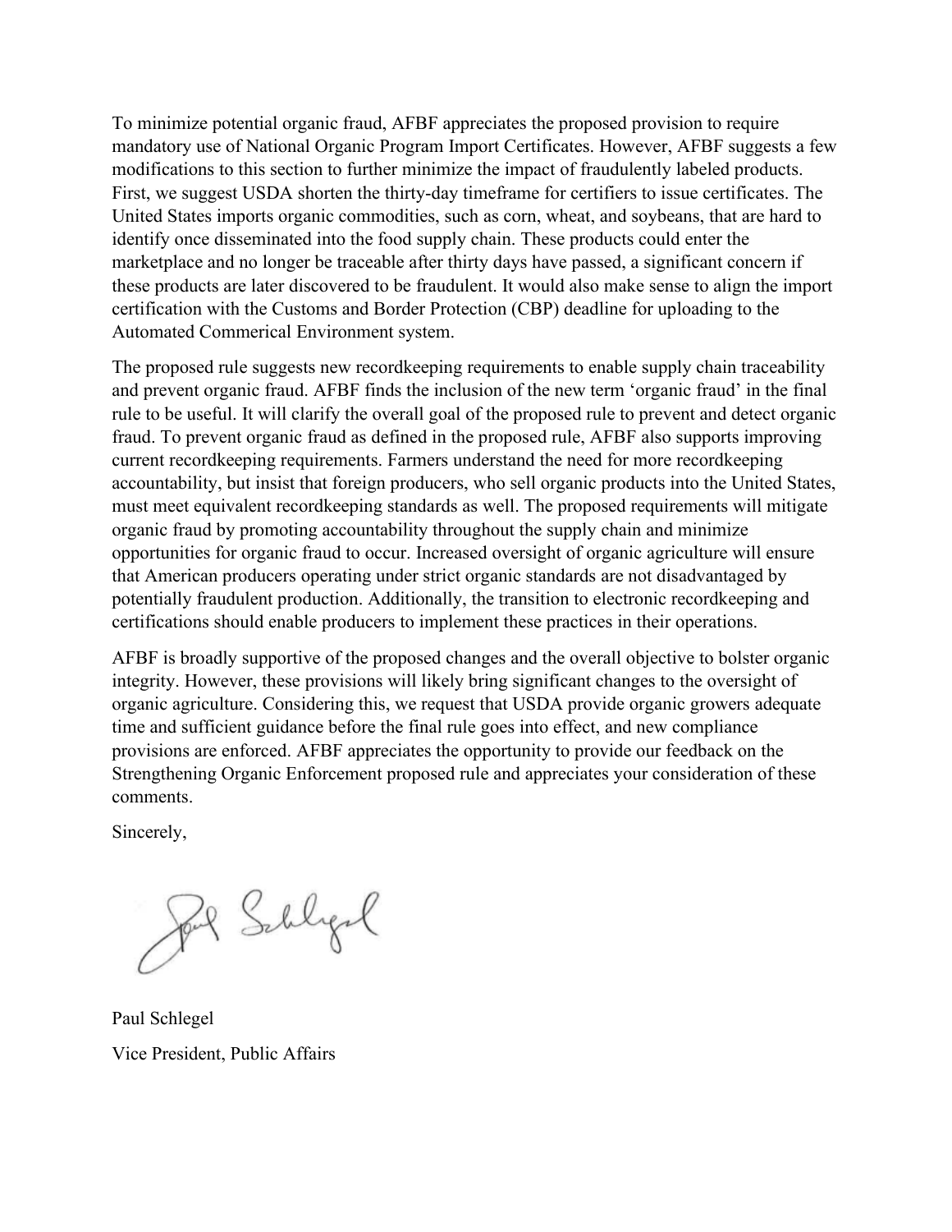To minimize potential organic fraud, AFBF appreciates the proposed provision to require mandatory use of National Organic Program Import Certificates. However, AFBF suggests a few modifications to this section to further minimize the impact of fraudulently labeled products. First, we suggest USDA shorten the thirty-day timeframe for certifiers to issue certificates. The United States imports organic commodities, such as corn, wheat, and soybeans, that are hard to identify once disseminated into the food supply chain. These products could enter the marketplace and no longer be traceable after thirty days have passed, a significant concern if these products are later discovered to be fraudulent. It would also make sense to align the import certification with the Customs and Border Protection (CBP) deadline for uploading to the Automated Commerical Environment system.

The proposed rule suggests new recordkeeping requirements to enable supply chain traceability and prevent organic fraud. AFBF finds the inclusion of the new term 'organic fraud' in the final rule to be useful. It will clarify the overall goal of the proposed rule to prevent and detect organic fraud. To prevent organic fraud as defined in the proposed rule, AFBF also supports improving current recordkeeping requirements. Farmers understand the need for more recordkeeping accountability, but insist that foreign producers, who sell organic products into the United States, must meet equivalent recordkeeping standards as well. The proposed requirements will mitigate organic fraud by promoting accountability throughout the supply chain and minimize opportunities for organic fraud to occur. Increased oversight of organic agriculture will ensure that American producers operating under strict organic standards are not disadvantaged by potentially fraudulent production. Additionally, the transition to electronic recordkeeping and certifications should enable producers to implement these practices in their operations.

AFBF is broadly supportive of the proposed changes and the overall objective to bolster organic integrity. However, these provisions will likely bring significant changes to the oversight of organic agriculture. Considering this, we request that USDA provide organic growers adequate time and sufficient guidance before the final rule goes into effect, and new compliance provisions are enforced. AFBF appreciates the opportunity to provide our feedback on the Strengthening Organic Enforcement proposed rule and appreciates your consideration of these comments.

Sincerely,

Paul Schlegel

Vice President, Public Affairs